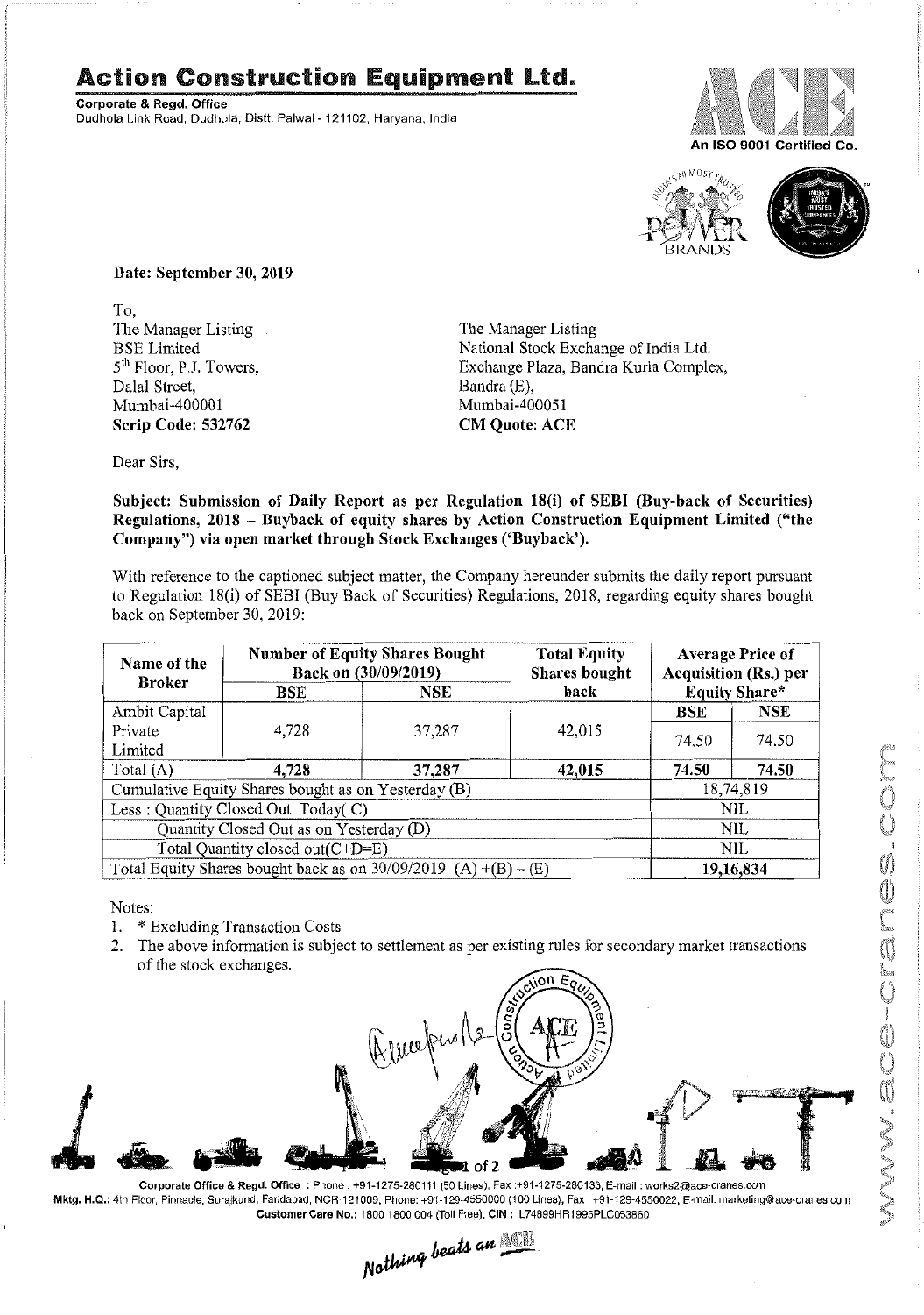# Action Construction Equipment Ltd.

**Corporate & Regd. Office**
Dudhola Link Road, Dudhola, Distt. Palwal - 121102, Haryana, India

An ISO 9001 Certified Co.

**Date: September 30, 2019**

To,
The Manager Listing
BSE Limited
5th Floor, P.J. Towers,
Dalal Street,
Mumbai-400001
**Scrip Code: 532762**

The Manager Listing
National Stock Exchange of India Ltd.
Exchange Plaza, Bandra Kurla Complex,
Bandra (E),
Mumbai-400051
**CM Quote: ACE**

Dear Sirs,

**Subject: Submission of Daily Report as per Regulation 18(i) of SEBI (Buy-back of Securities) Regulations, 2018 – Buyback of equity shares by Action Construction Equipment Limited ("the Company") via open market through Stock Exchanges ('Buyback').**

With reference to the captioned subject matter, the Company hereunder submits the daily report pursuant to Regulation 18(i) of SEBI (Buy Back of Securities) Regulations, 2018, regarding equity shares bought back on September 30, 2019:

| Name of the Broker | Number of Equity Shares Bought Back on (30/09/2019) | | Total Equity Shares bought back | Average Price of Acquisition (Rs.) per Equity Share* | |
|---|---|---|---|---|---|
| | **BSE** | **NSE** | | **BSE** | **NSE** |
| Ambit Capital Private Limited | 4,728 | 37,287 | 42,015 | 74.50 | 74.50 |
| Total (A) | **4,728** | **37,287** | **42,015** | **74.50** | **74.50** |
| Cumulative Equity Shares bought as on Yesterday (B) | | | | 18,74,819 | |
| Less : Quantity Closed Out Today( C) | | | | NIL | |
| Quantity Closed Out as on Yesterday (D) | | | | NIL | |
| Total Quantity closed out(C+D=E) | | | | NIL | |
| Total Equity Shares bought back as on 30/09/2019 (A) +(B) – (E) | | | | **19,16,834** | |

Notes:

1. * Excluding Transaction Costs
2. The above information is subject to settlement as per existing rules for secondary market transactions of the stock exchanges.

**Corporate Office & Regd. Office** : Phone : +91-1275-280111 (50 Lines), Fax :+91-1275-280133, E-mail : works2@ace-cranes.com
**Mktg. H.Q.**: 4th Floor, Pinnacle, Surajkund, Faridabad, NCR 121009, Phone: +91-129-4550000 (100 Lines), Fax : +91-129-4550022, E-mail: marketing@ace-cranes.com
**Customer Care No.**: 1800 1800 004 (Toll Free), **CIN** : L74899HR1995PLC053860

*Nothing beats an ACE*

www.ace-cranes.com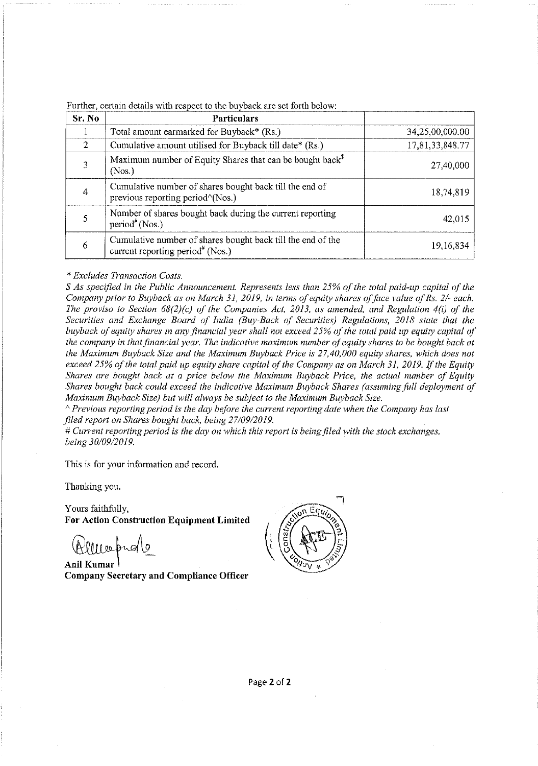Further, certain details with respect to the buyback are set forth below:

| Sr. No | Particulars | |
|---|---|---|
| 1 | Total amount earmarked for Buyback* (Rs.) | 34,25,00,000.00 |
| 2 | Cumulative amount utilised for Buyback till date* (Rs.) | 17,81,33,848.77 |
| 3 | Maximum number of Equity Shares that can be bought back$ (Nos.) | 27,40,000 |
| 4 | Cumulative number of shares bought back till the end of previous reporting period^(Nos.) | 18,74,819 |
| 5 | Number of shares bought back during the current reporting period# (Nos.) | 42,015 |
| 6 | Cumulative number of shares bought back till the end of the current reporting period# (Nos.) | 19,16,834 |

*\* Excludes Transaction Costs.*

*$ As specified in the Public Announcement. Represents less than 25% of the total paid-up capital of the Company prior to Buyback as on March 31, 2019, in terms of equity shares of face value of Rs. 2/- each. The proviso to Section 68(2)(c) of the Companies Act, 2013, as amended, and Regulation 4(i) of the Securities and Exchange Board of India (Buy-Back of Securities) Regulations, 2018 state that the buyback of equity shares in any financial year shall not exceed 25% of the total paid up equity capital of the company in that financial year. The indicative maximum number of equity shares to be bought back at the Maximum Buyback Size and the Maximum Buyback Price is 27,40,000 equity shares, which does not exceed 25% of the total paid up equity share capital of the Company as on March 31, 2019. If the Equity Shares are bought back at a price below the Maximum Buyback Price, the actual number of Equity Shares bought back could exceed the indicative Maximum Buyback Shares (assuming full deployment of Maximum Buyback Size) but will always be subject to the Maximum Buyback Size.*

*^ Previous reporting period is the day before the current reporting date when the Company has last filed report on Shares bought back, being 27/09/2019.*

*# Current reporting period is the day on which this report is being filed with the stock exchanges, being 30/09/2019.*

This is for your information and record.

Thanking you.

Yours faithfully,
**For Action Construction Equipment Limited**

**Anil Kumar**
**Company Secretary and Compliance Officer**